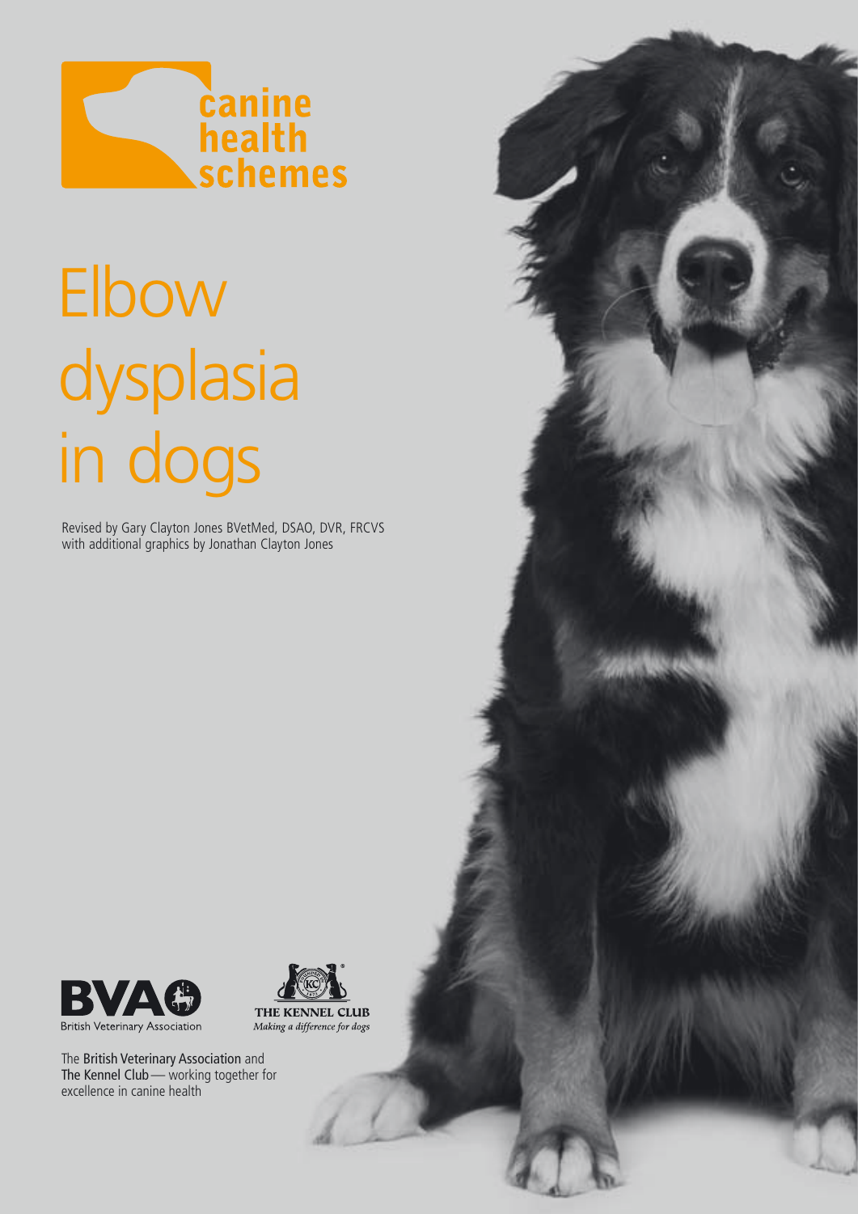canine health schemes

# Elbow dysplasia in dogs

Revised by Gary Clayton Jones BVetMed, DSAO, DVR, FRCVS with additional graphics by Jonathan Clayton Jones

BVA British Veterinary Association

THE KENNEL CLUB *Making a difference for dogs*

The British Veterinary Association and The Kennel Club — working together for excellence in canine health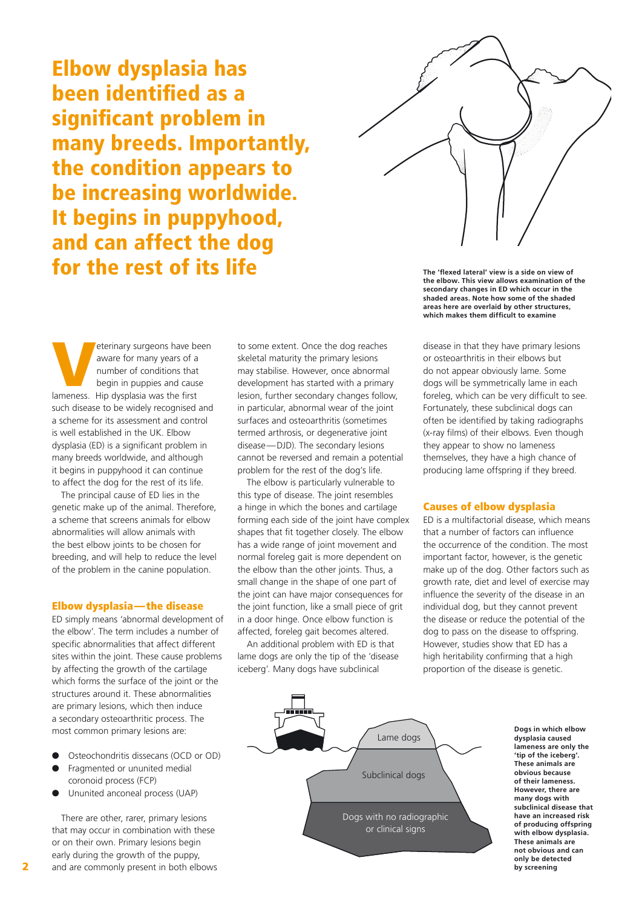# Elbow dysplasia has been identified as a significant problem in many breeds. Importantly, the condition appears to be increasing worldwide. It begins in puppyhood, and can affect the dog for the rest of its life

**The 'flexed lateral' view is a side on view of the elbow. This view allows examination of the secondary changes in ED which occur in the shaded areas. Note how some of the shaded areas here are overlaid by other structures, which makes them difficult to examine**

Veterinary surgeons have been aware for many years of a number of conditions that begin in puppies and cause lameness. Hip dysplasia was the first such disease to be widely recognised and a scheme for its assessment and control is well established in the UK. Elbow dysplasia (ED) is a significant problem in many breeds worldwide, and although it begins in puppyhood it can continue to affect the dog for the rest of its life.

The principal cause of ED lies in the genetic make up of the animal. Therefore, a scheme that screens animals for elbow abnormalities will allow animals with the best elbow joints to be chosen for breeding, and will help to reduce the level of the problem in the canine population.

## Elbow dysplasia—the disease

ED simply means 'abnormal development of the elbow'. The term includes a number of specific abnormalities that affect different sites within the joint. These cause problems by affecting the growth of the cartilage which forms the surface of the joint or the structures around it. These abnormalities are primary lesions, which then induce a secondary osteoarthritic process. The most common primary lesions are:

- Osteochondritis dissecans (OCD or OD)
- Fragmented or ununited medial coronoid process (FCP)
- Ununited anconeal process (UAP)

There are other, rarer, primary lesions that may occur in combination with these or on their own. Primary lesions begin early during the growth of the puppy, and are commonly present in both elbows to some extent. Once the dog reaches skeletal maturity the primary lesions may stabilise. However, once abnormal development has started with a primary lesion, further secondary changes follow, in particular, abnormal wear of the joint surfaces and osteoarthritis (sometimes termed arthrosis, or degenerative joint disease—DJD). The secondary lesions cannot be reversed and remain a potential problem for the rest of the dog's life.

The elbow is particularly vulnerable to this type of disease. The joint resembles a hinge in which the bones and cartilage forming each side of the joint have complex shapes that fit together closely. The elbow has a wide range of joint movement and normal foreleg gait is more dependent on the elbow than the other joints. Thus, a small change in the shape of one part of the joint can have major consequences for the joint function, like a small piece of grit in a door hinge. Once elbow function is affected, foreleg gait becomes altered.

An additional problem with ED is that lame dogs are only the tip of the 'disease iceberg'. Many dogs have subclinical disease in that they have primary lesions or osteoarthritis in their elbows but do not appear obviously lame. Some dogs will be symmetrically lame in each foreleg, which can be very difficult to see. Fortunately, these subclinical dogs can often be identified by taking radiographs (x-ray films) of their elbows. Even though they appear to show no lameness themselves, they have a high chance of producing lame offspring if they breed.

## Causes of elbow dysplasia

ED is a multifactorial disease, which means that a number of factors can influence the occurrence of the condition. The most important factor, however, is the genetic make up of the dog. Other factors such as growth rate, diet and level of exercise may influence the severity of the disease in an individual dog, but they cannot prevent the disease or reduce the potential of the dog to pass on the disease to offspring. However, studies show that ED has a high heritability confirming that a high proportion of the disease is genetic.

Lame dogs

Subclinical dogs

Dogs with no radiographic or clinical signs

**Dogs in which elbow dysplasia caused lameness are only the 'tip of the iceberg'. These animals are obvious because of their lameness. However, there are many dogs with subclinical disease that have an increased risk of producing offspring with elbow dysplasia. These animals are not obvious and can only be detected by screening**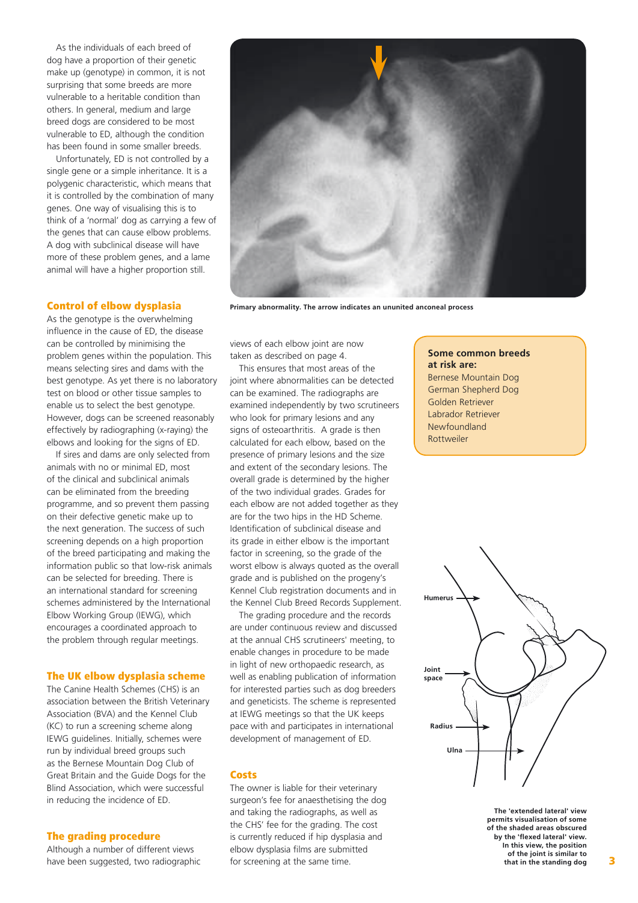As the individuals of each breed of dog have a proportion of their genetic make up (genotype) in common, it is not surprising that some breeds are more vulnerable to a heritable condition than others. In general, medium and large breed dogs are considered to be most vulnerable to ED, although the condition has been found in some smaller breeds.

Unfortunately, ED is not controlled by a single gene or a simple inheritance. It is a polygenic characteristic, which means that it is controlled by the combination of many genes. One way of visualising this is to think of a 'normal' dog as carrying a few of the genes that can cause elbow problems. A dog with subclinical disease will have more of these problem genes, and a lame animal will have a higher proportion still.

## Control of elbow dysplasia

As the genotype is the overwhelming influence in the cause of ED, the disease can be controlled by minimising the problem genes within the population. This means selecting sires and dams with the best genotype. As yet there is no laboratory test on blood or other tissue samples to enable us to select the best genotype. However, dogs can be screened reasonably effectively by radiographing (x-raying) the elbows and looking for the signs of ED.

If sires and dams are only selected from animals with no or minimal ED, most of the clinical and subclinical animals can be eliminated from the breeding programme, and so prevent them passing on their defective genetic make up to the next generation. The success of such screening depends on a high proportion of the breed participating and making the information public so that low-risk animals can be selected for breeding. There is an international standard for screening schemes administered by the International Elbow Working Group (IEWG), which encourages a coordinated approach to the problem through regular meetings.

## The UK elbow dysplasia scheme

The Canine Health Schemes (CHS) is an association between the British Veterinary Association (BVA) and the Kennel Club (KC) to run a screening scheme along IEWG guidelines. Initially, schemes were run by individual breed groups such as the Bernese Mountain Dog Club of Great Britain and the Guide Dogs for the Blind Association, which were successful in reducing the incidence of ED.

## The grading procedure

Although a number of different views have been suggested, two radiographic views of each elbow joint are now taken as described on page 4.

This ensures that most areas of the joint where abnormalities can be detected can be examined. The radiographs are examined independently by two scrutineers who look for primary lesions and any signs of osteoarthritis. A grade is then calculated for each elbow, based on the presence of primary lesions and the size and extent of the secondary lesions. The overall grade is determined by the higher of the two individual grades. Grades for each elbow are not added together as they are for the two hips in the HD Scheme. Identification of subclinical disease and its grade in either elbow is the important factor in screening, so the grade of the worst elbow is always quoted as the overall grade and is published on the progeny's Kennel Club registration documents and in the Kennel Club Breed Records Supplement.

The grading procedure and the records are under continuous review and discussed at the annual CHS scrutineers' meeting, to enable changes in procedure to be made in light of new orthopaedic research, as well as enabling publication of information for interested parties such as dog breeders and geneticists. The scheme is represented at IEWG meetings so that the UK keeps pace with and participates in international development of management of ED.

## Costs

The owner is liable for their veterinary surgeon's fee for anaesthetising the dog and taking the radiographs, as well as the CHS' fee for the grading. The cost is currently reduced if hip dysplasia and elbow dysplasia films are submitted for screening at the same time.

**Primary abnormality. The arrow indicates an ununited anconeal process**

**Some common breeds at risk are:**
- Bernese Mountain Dog
- German Shepherd Dog
- Golden Retriever
- Labrador Retriever
- Newfoundland
- Rottweiler

Humerus

Joint space

Radius

Ulna

**The 'extended lateral' view permits visualisation of some of the shaded areas obscured by the 'flexed lateral' view. In this view, the position of the joint is similar to that in the standing dog**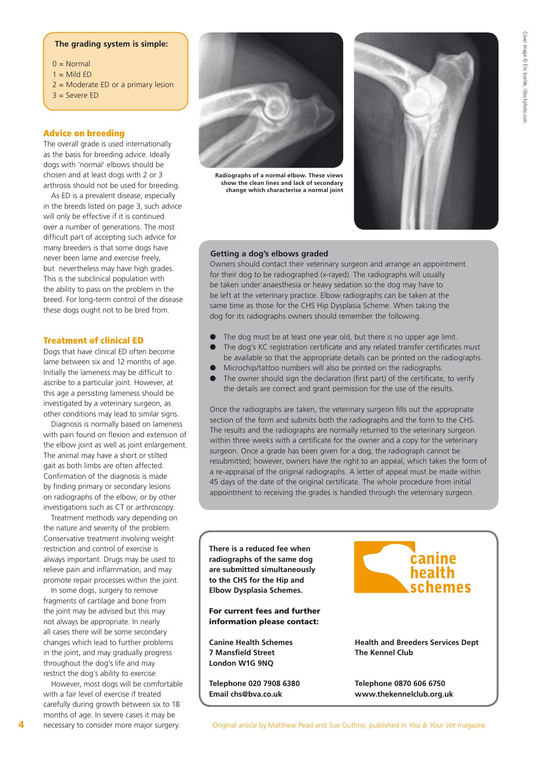**The grading system is simple:**

0 = Normal
1 = Mild ED
2 = Moderate ED or a primary lesion
3 = Severe ED

## Advice on breeding

The overall grade is used internationally as the basis for breeding advice. Ideally dogs with 'normal' elbows should be chosen and at least dogs with 2 or 3 arthrosis should not be used for breeding.

As ED is a prevalent disease, especially in the breeds listed on page 3, such advice will only be effective if it is continued over a number of generations. The most difficult part of accepting such advice for many breeders is that some dogs have never been lame and exercise freely, but nevertheless may have high grades. This is the subclinical population with the ability to pass on the problem in the breed. For long-term control of the disease these dogs ought not to be bred from.

## Treatment of clinical ED

Dogs that have clinical ED often become lame between six and 12 months of age. Initially the lameness may be difficult to ascribe to a particular joint. However, at this age a persisting lameness should be investigated by a veterinary surgeon, as other conditions may lead to similar signs.

Diagnosis is normally based on lameness with pain found on flexion and extension of the elbow joint as well as joint enlargement. The animal may have a short or stilted gait as both limbs are often affected. Confirmation of the diagnosis is made by finding primary or secondary lesions on radiographs of the elbow, or by other investigations such as CT or arthroscopy.

Treatment methods vary depending on the nature and severity of the problem. Conservative treatment involving weight restriction and control of exercise is always important. Drugs may be used to relieve pain and inflammation, and may promote repair processes within the joint.

In some dogs, surgery to remove fragments of cartilage and bone from the joint may be advised but this may not always be appropriate. In nearly all cases there will be some secondary changes which lead to further problems in the joint, and may gradually progress throughout the dog's life and may restrict the dog's ability to exercise.

However, most dogs will be comfortable with a fair level of exercise if treated carefully during growth between six to 18 months of age. In severe cases it may be necessary to consider more major surgery.

**Radiographs of a normal elbow. These views show the clean lines and lack of secondary change which characterise a normal joint**

### Getting a dog's elbows graded

Owners should contact their veterinary surgeon and arrange an appointment for their dog to be radiographed (x-rayed). The radiographs will usually be taken under anaesthesia or heavy sedation so the dog may have to be left at the veterinary practice. Elbow radiographs can be taken at the same time as those for the CHS Hip Dysplasia Scheme. When taking the dog for its radiographs owners should remember the following.

- The dog must be at least one year old, but there is no upper age limit.
- The dog's KC registration certificate and any related transfer certificates must be available so that the appropriate details can be printed on the radiographs.
- Microchip/tattoo numbers will also be printed on the radiographs.
- The owner should sign the declaration (first part) of the certificate, to verify the details are correct and grant permission for the use of the results.

Once the radiographs are taken, the veterinary surgeon fills out the appropriate section of the form and submits both the radiographs and the form to the CHS. The results and the radiographs are normally returned to the veterinary surgeon within three weeks with a certificate for the owner and a copy for the veterinary surgeon. Once a grade has been given for a dog, the radiograph cannot be resubmitted; however, owners have the right to an appeal, which takes the form of a re-appraisal of the original radiographs. A letter of appeal must be made within 45 days of the date of the original certificate. The whole procedure from initial appointment to receiving the grades is handled through the veterinary surgeon.

**There is a reduced fee when radiographs of the same dog are submitted simultaneously to the CHS for the Hip and Elbow Dysplasia Schemes.**

**For current fees and further information please contact:**

canine health schemes

**Canine Health Schemes**
**7 Mansfield Street**
**London W1G 9NQ**

**Telephone 020 7908 6380**
**Email chs@bva.co.uk**

**Health and Breeders Services Dept**
**The Kennel Club**

**Telephone 0870 606 6750**
**www.thekennelclub.org.uk**

Original article by Matthew Pead and Sue Guthrie, published in *You & Your Vet* magazine

Cover image © Eric Isselée, iStockphoto.com